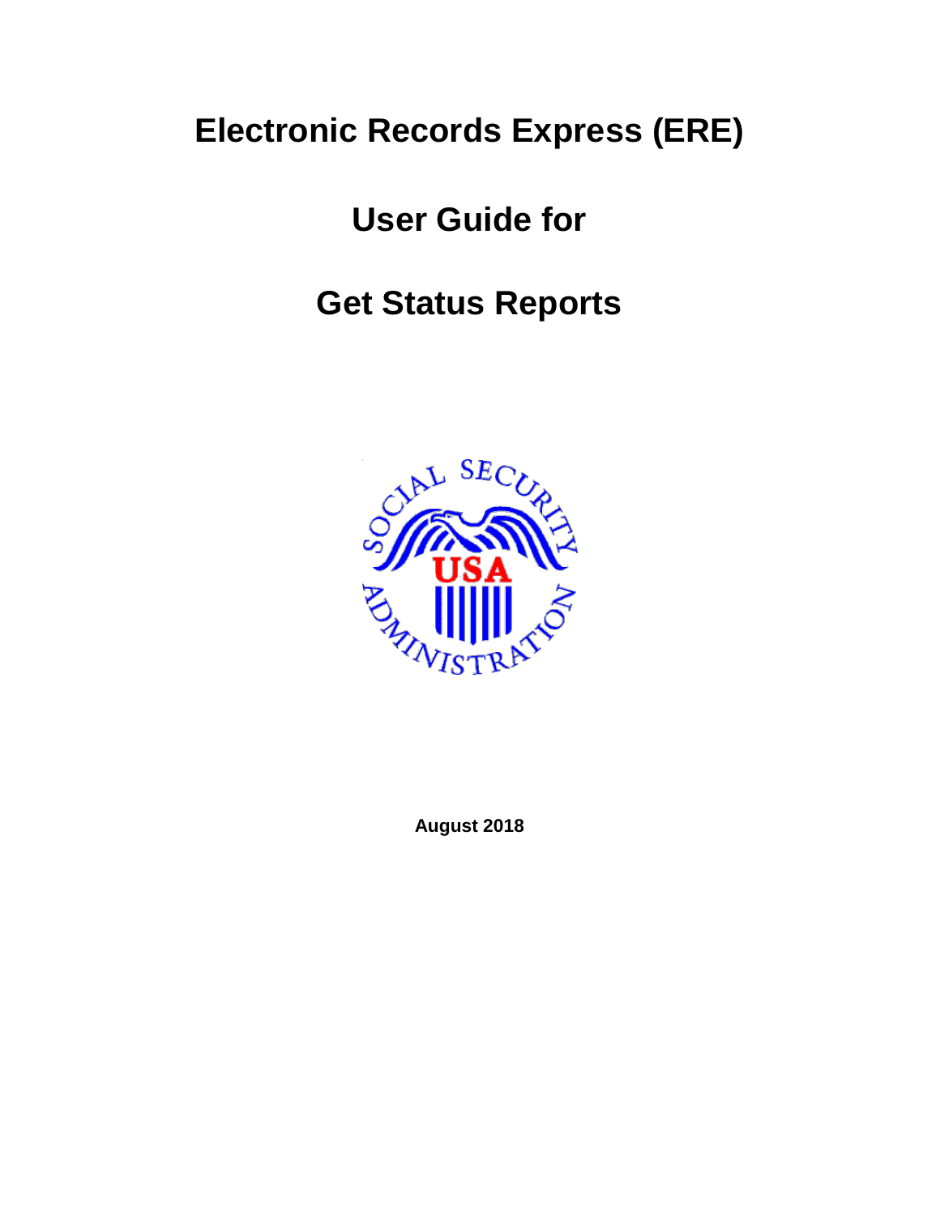# Electronic Records Express (ERE)

# User Guide for

# Get Status Reports

**August 2018**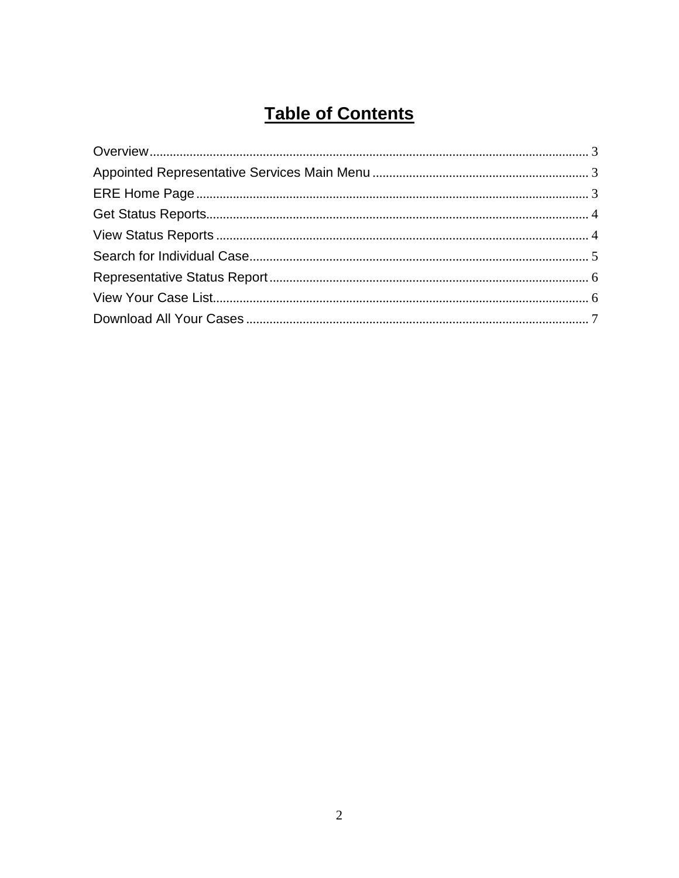# Table of Contents

Overview .................................................................................................................................. 3
Appointed Representative Services Main Menu ................................................................ 3
ERE Home Page ..................................................................................................................... 3
Get Status Reports ................................................................................................................. 4
View Status Reports .............................................................................................................. 4
Search for Individual Case ..................................................................................................... 5
Representative Status Report ............................................................................................... 6
View Your Case List ............................................................................................................... 6
Download All Your Cases ...................................................................................................... 7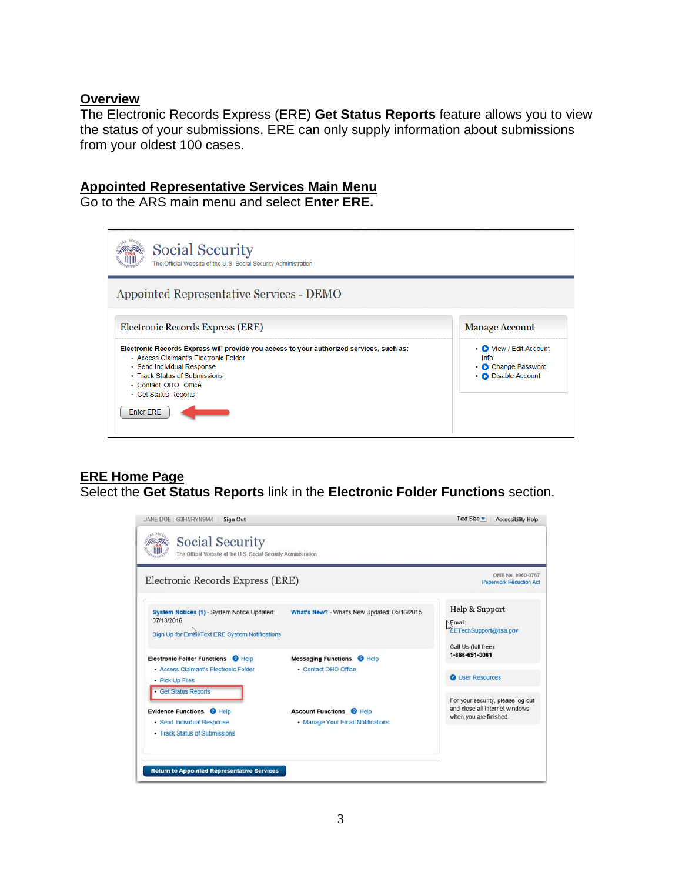## Overview

The Electronic Records Express (ERE) **Get Status Reports** feature allows you to view the status of your submissions. ERE can only supply information about submissions from your oldest 100 cases.

## Appointed Representative Services Main Menu

Go to the ARS main menu and select **Enter ERE.**

## ERE Home Page

Select the **Get Status Reports** link in the **Electronic Folder Functions** section.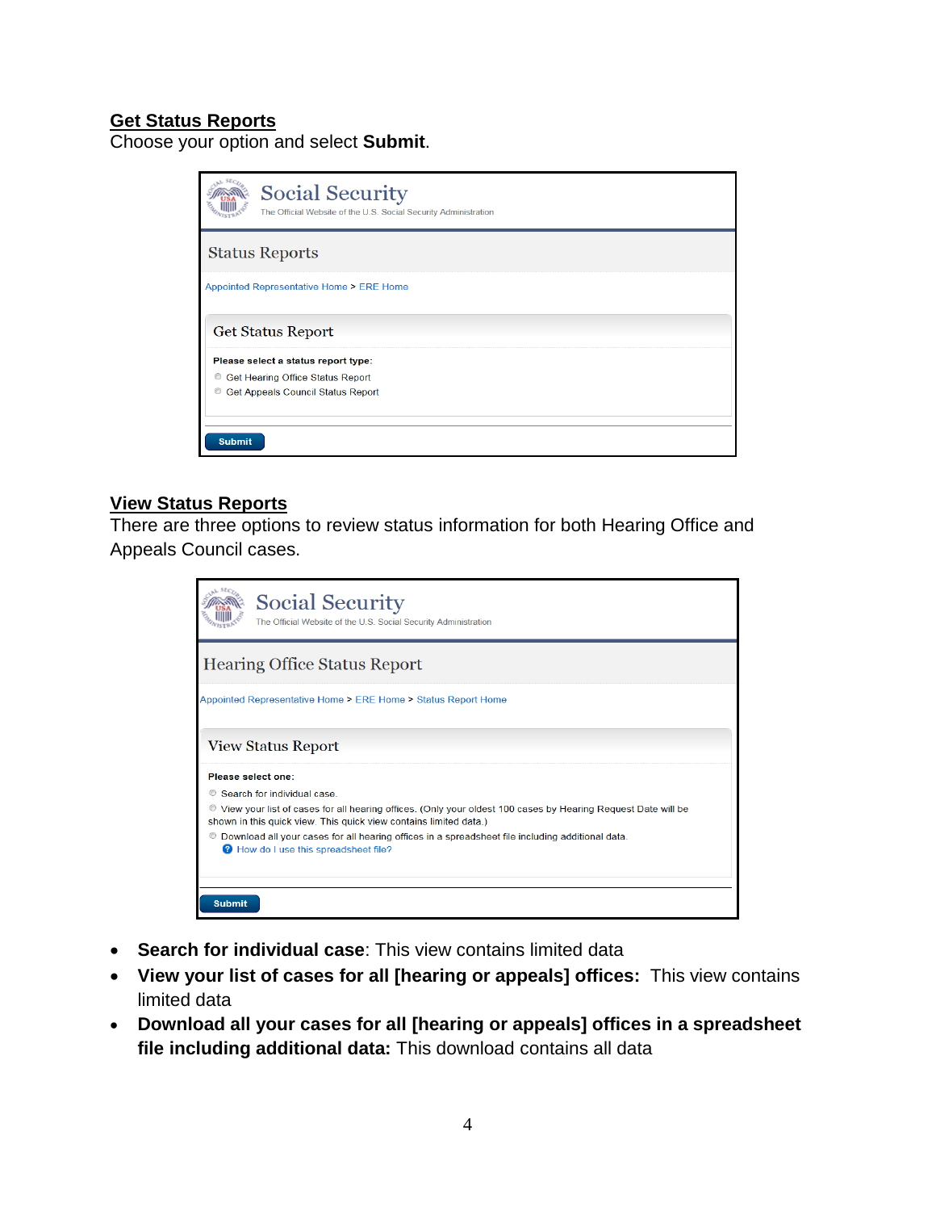**Get Status Reports**

Choose your option and select **Submit**.

Social Security
The Official Website of the U.S. Social Security Administration

Status Reports

Appointed Representative Home > ERE Home

Get Status Report

**Please select a status report type:**

- Get Hearing Office Status Report
- Get Appeals Council Status Report

Submit

**View Status Reports**

There are three options to review status information for both Hearing Office and Appeals Council cases.

Social Security
The Official Website of the U.S. Social Security Administration

Hearing Office Status Report

Appointed Representative Home > ERE Home > Status Report Home

View Status Report

**Please select one:**

- Search for individual case.
- View your list of cases for all hearing offices. (Only your oldest 100 cases by Hearing Request Date will be shown in this quick view. This quick view contains limited data.)
- Download all your cases for all hearing offices in a spreadsheet file including additional data.
  - How do I use this spreadsheet file?

Submit

- **Search for individual case**: This view contains limited data
- **View your list of cases for all [hearing or appeals] offices:** This view contains limited data
- **Download all your cases for all [hearing or appeals] offices in a spreadsheet file including additional data:** This download contains all data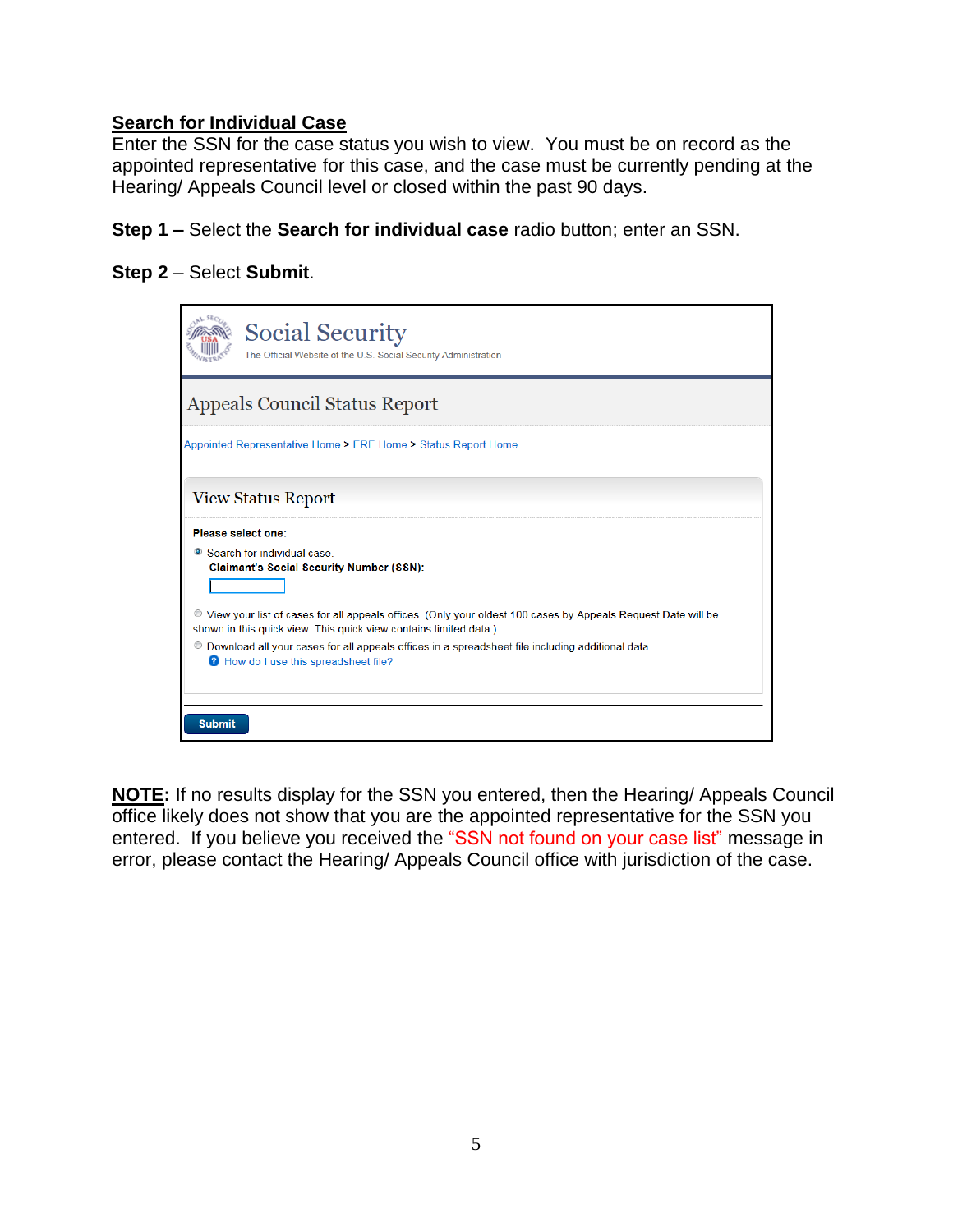**Search for Individual Case**

Enter the SSN for the case status you wish to view. You must be on record as the appointed representative for this case, and the case must be currently pending at the Hearing/ Appeals Council level or closed within the past 90 days.

**Step 1 –** Select the **Search for individual case** radio button; enter an SSN.

**Step 2** – Select **Submit**.

Social Security
The Official Website of the U.S. Social Security Administration

Appeals Council Status Report

Appointed Representative Home > ERE Home > Status Report Home

View Status Report

**Please select one:**

- Search for individual case.
  **Claimant's Social Security Number (SSN):**
- View your list of cases for all appeals offices. (Only your oldest 100 cases by Appeals Request Date will be shown in this quick view. This quick view contains limited data.)
- Download all your cases for all appeals offices in a spreadsheet file including additional data.
  How do I use this spreadsheet file?

Submit

**NOTE:** If no results display for the SSN you entered, then the Hearing/ Appeals Council office likely does not show that you are the appointed representative for the SSN you entered. If you believe you received the "SSN not found on your case list" message in error, please contact the Hearing/ Appeals Council office with jurisdiction of the case.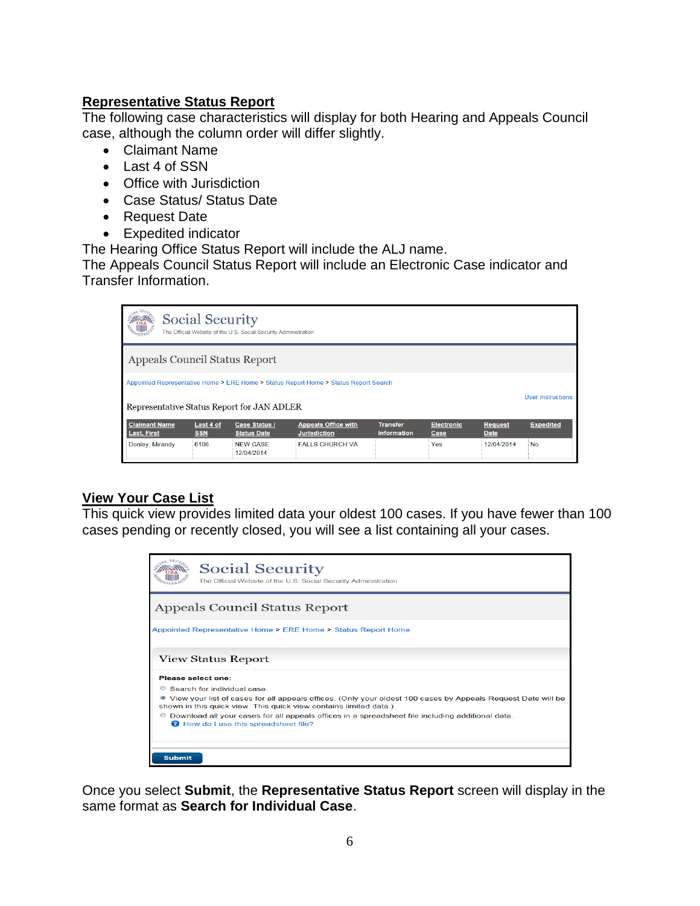## Representative Status Report

The following case characteristics will display for both Hearing and Appeals Council case, although the column order will differ slightly.

- Claimant Name
- Last 4 of SSN
- Office with Jurisdiction
- Case Status/ Status Date
- Request Date
- Expedited indicator

The Hearing Office Status Report will include the ALJ name.
The Appeals Council Status Report will include an Electronic Case indicator and Transfer Information.

Social Security
The Official Website of the U.S. Social Security Administration

Appeals Council Status Report

Appointed Representative Home > ERE Home > Status Report Home > Status Report Search

User Instructions

Representative Status Report for JAN ADLER

| Claimant Name Last, First | Last 4 of SSN | Case Status / Status Date | Appeals Office with Jurisdiction | Transfer Information | Electronic Case | Request Date | Expedited |
|---|---|---|---|---|---|---|---|
| Donley, Mirandy | 6106 | NEW CASE 12/04/2014 | FALLS CHURCH VA | | Yes | 12/04/2014 | No |

## View Your Case List

This quick view provides limited data your oldest 100 cases. If you have fewer than 100 cases pending or recently closed, you will see a list containing all your cases.

Social Security
The Official Website of the U.S. Social Security Administration

Appeals Council Status Report

Appointed Representative Home > ERE Home > Status Report Home

View Status Report

**Please select one:**

- Search for individual case.
- View your list of cases for all appeals offices. (Only your oldest 100 cases by Appeals Request Date will be shown in this quick view. This quick view contains limited data.)
- Download all your cases for all appeals offices in a spreadsheet file including additional data.
  How do I use this spreadsheet file?

Submit

Once you select **Submit**, the **Representative Status Report** screen will display in the same format as **Search for Individual Case**.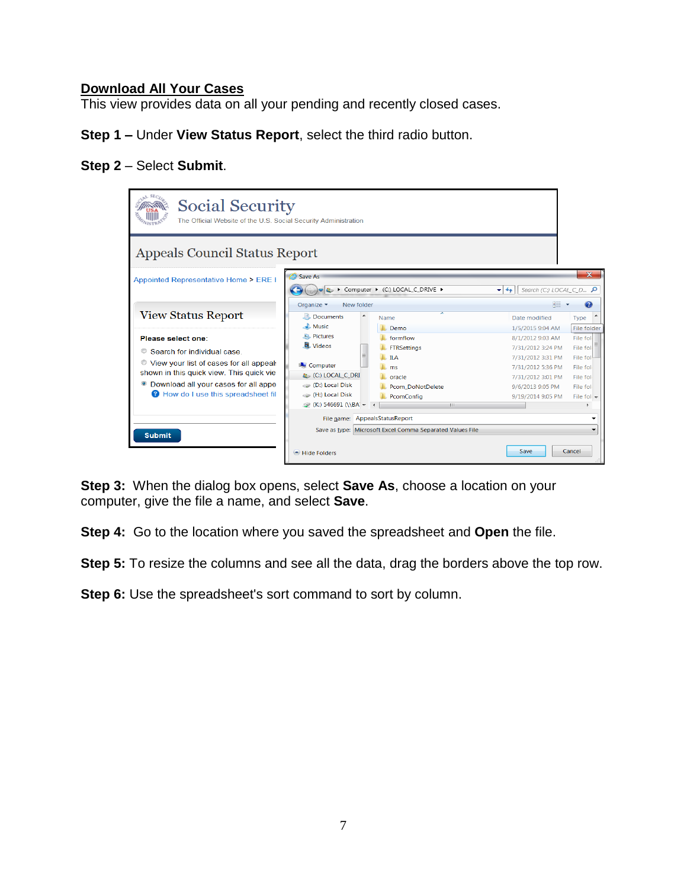## Download All Your Cases

This view provides data on all your pending and recently closed cases.

**Step 1 –** Under **View Status Report**, select the third radio button.

**Step 2** – Select **Submit**.

**Step 3:** When the dialog box opens, select **Save As**, choose a location on your computer, give the file a name, and select **Save**.

**Step 4:** Go to the location where you saved the spreadsheet and **Open** the file.

**Step 5:** To resize the columns and see all the data, drag the borders above the top row.

**Step 6:** Use the spreadsheet's sort command to sort by column.